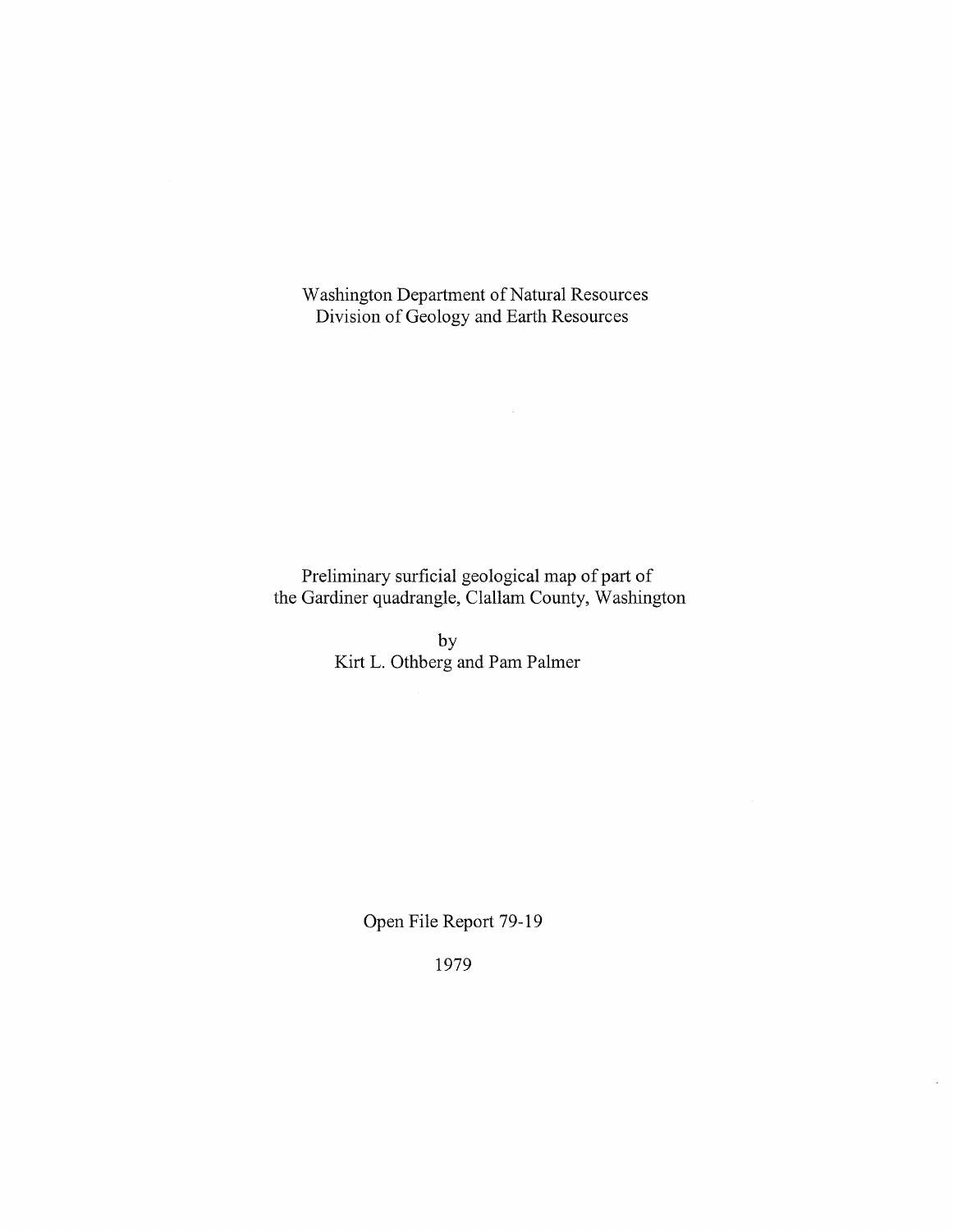Washington Department of Natural Resources
Division of Geology and Earth Resources

# Preliminary surficial geological map of part of the Gardiner quadrangle, Clallam County, Washington

by
Kirt L. Othberg and Pam Palmer

Open File Report 79-19

1979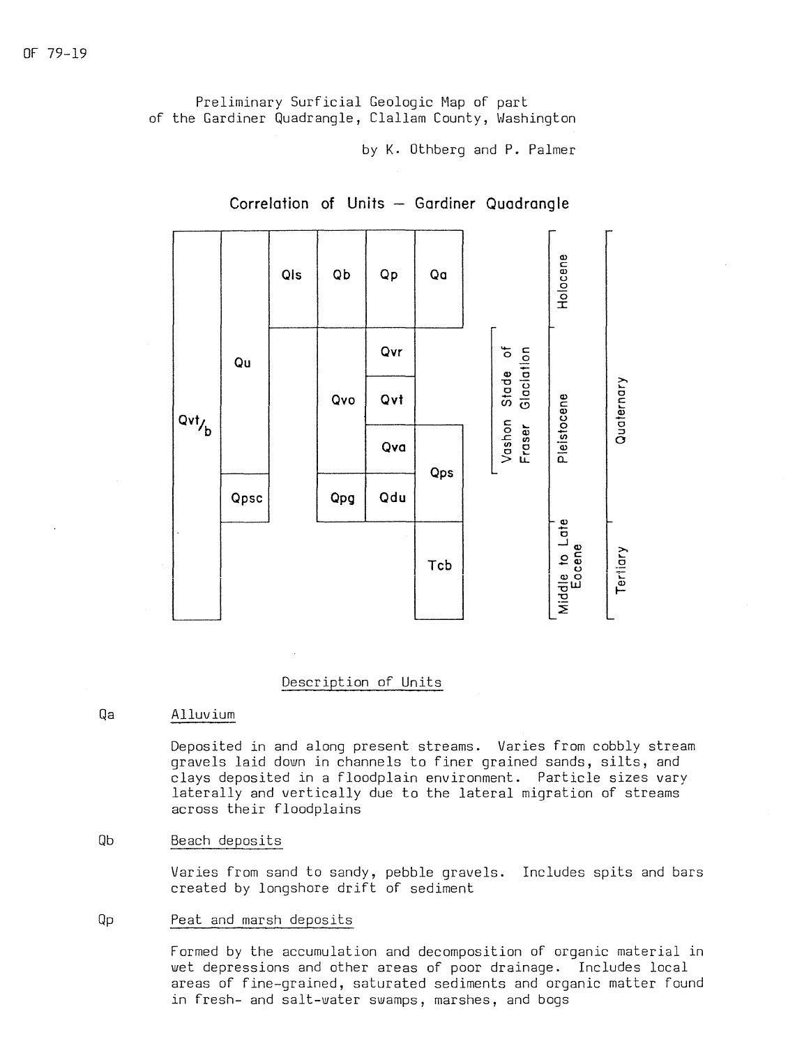OF 79-19

Preliminary Surficial Geologic Map of part of the Gardiner Quadrangle, Clallam County, Washington

by K. Othberg and P. Palmer

## Correlation of Units — Gardiner Quadrangle

| | | | | | | | | |
|---|---|---|---|---|---|---|---|---|
| Qvt/b | Qu | Qls | Qb | Qp | Qa | | Holocene | Quaternary |
| | | | Qvo | Qvr | | Vashon Stade of Fraser Glaciation | Pleistocene | |
| | | | | Qvt | | | | |
| | | | | Qva | Qps | | | |
| | Qpsc | | Qpg | Qdu | | | | |
| | | | | | Tcb | | Middle to Late Eocene | Tertiary |

## Description of Units

**Qa** Alluvium

Deposited in and along present streams. Varies from cobbly stream gravels laid down in channels to finer grained sands, silts, and clays deposited in a floodplain environment. Particle sizes vary laterally and vertically due to the lateral migration of streams across their floodplains

**Qb** Beach deposits

Varies from sand to sandy, pebble gravels. Includes spits and bars created by longshore drift of sediment

**Qp** Peat and marsh deposits

Formed by the accumulation and decomposition of organic material in wet depressions and other areas of poor drainage. Includes local areas of fine-grained, saturated sediments and organic matter found in fresh- and salt-water swamps, marshes, and bogs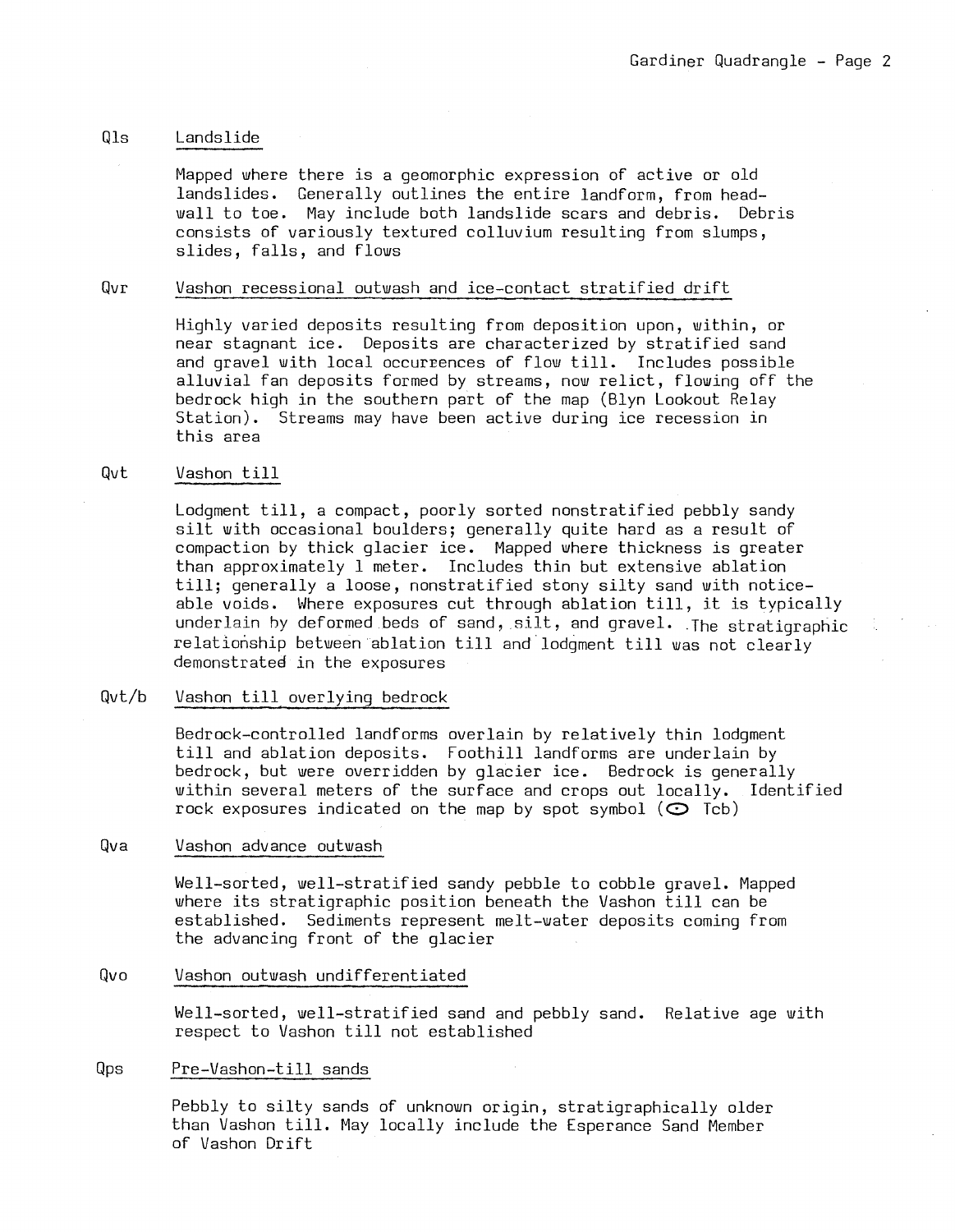**Qls** Landslide

Mapped where there is a geomorphic expression of active or old landslides. Generally outlines the entire landform, from headwall to toe. May include both landslide scars and debris. Debris consists of variously textured colluvium resulting from slumps, slides, falls, and flows

**Qvr** Vashon recessional outwash and ice-contact stratified drift

Highly varied deposits resulting from deposition upon, within, or near stagnant ice. Deposits are characterized by stratified sand and gravel with local occurrences of flow till. Includes possible alluvial fan deposits formed by streams, now relict, flowing off the bedrock high in the southern part of the map (Blyn Lookout Relay Station). Streams may have been active during ice recession in this area

**Qvt** Vashon till

Lodgment till, a compact, poorly sorted nonstratified pebbly sandy silt with occasional boulders; generally quite hard as a result of compaction by thick glacier ice. Mapped where thickness is greater than approximately 1 meter. Includes thin but extensive ablation till; generally a loose, nonstratified stony silty sand with noticeable voids. Where exposures cut through ablation till, it is typically underlain by deformed beds of sand, silt, and gravel. The stratigraphic relationship between ablation till and lodgment till was not clearly demonstrated in the exposures

**Qvt/b** Vashon till overlying bedrock

Bedrock-controlled landforms overlain by relatively thin lodgment till and ablation deposits. Foothill landforms are underlain by bedrock, but were overridden by glacier ice. Bedrock is generally within several meters of the surface and crops out locally. Identified rock exposures indicated on the map by spot symbol (⊙ Tcb)

**Qva** Vashon advance outwash

Well-sorted, well-stratified sandy pebble to cobble gravel. Mapped where its stratigraphic position beneath the Vashon till can be established. Sediments represent melt-water deposits coming from the advancing front of the glacier

**Qvo** Vashon outwash undifferentiated

Well-sorted, well-stratified sand and pebbly sand. Relative age with respect to Vashon till not established

**Qps** Pre-Vashon-till sands

Pebbly to silty sands of unknown origin, stratigraphically older than Vashon till. May locally include the Esperance Sand Member of Vashon Drift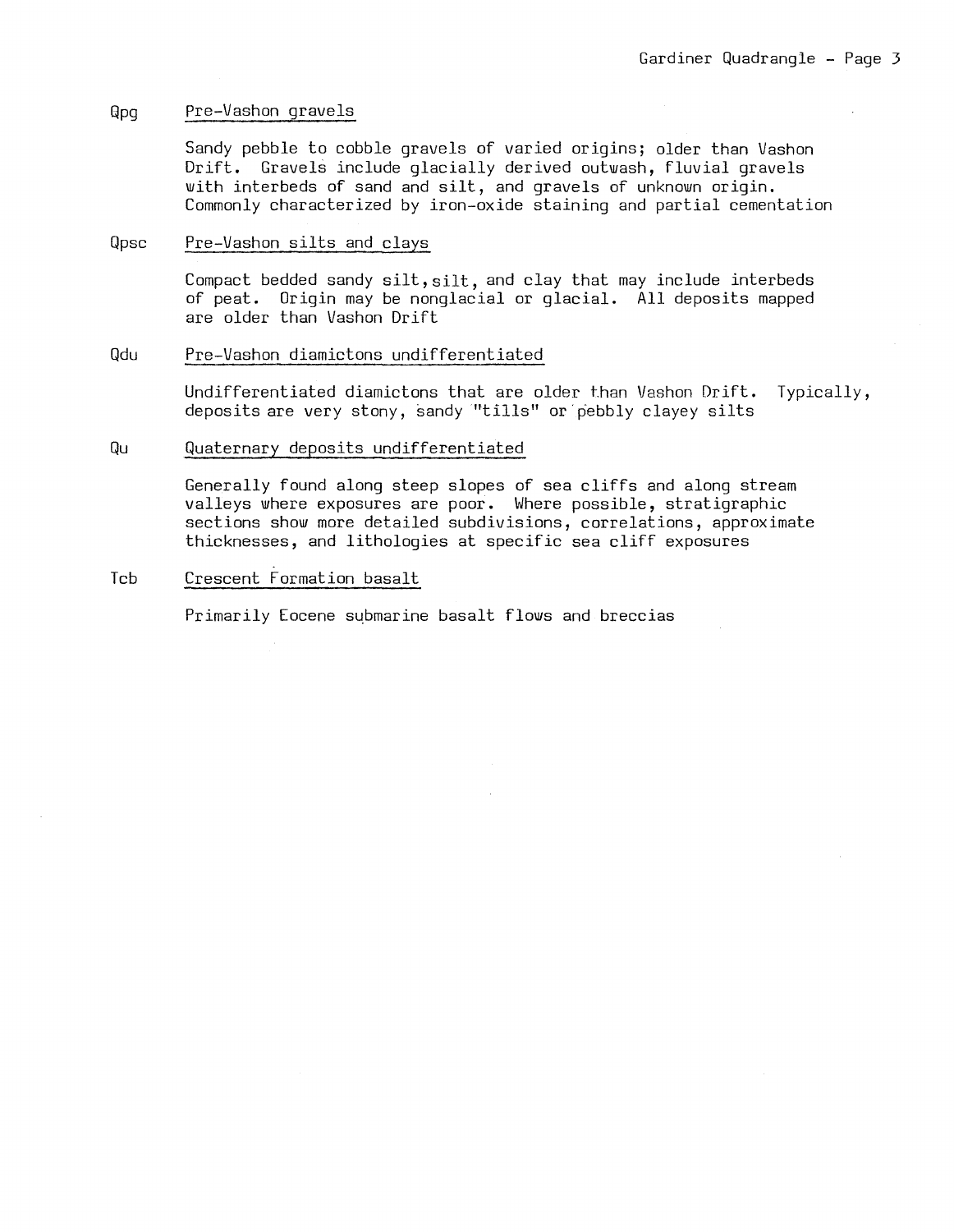**Qpg** **Pre-Vashon gravels**

Sandy pebble to cobble gravels of varied origins; older than Vashon Drift. Gravels include glacially derived outwash, fluvial gravels with interbeds of sand and silt, and gravels of unknown origin. Commonly characterized by iron-oxide staining and partial cementation

**Qpsc** **Pre-Vashon silts and clays**

Compact bedded sandy silt, silt, and clay that may include interbeds of peat. Origin may be nonglacial or glacial. All deposits mapped are older than Vashon Drift

**Qdu** **Pre-Vashon diamictons undifferentiated**

Undifferentiated diamictons that are older than Vashon Drift. Typically, deposits are very stony, sandy "tills" or pebbly clayey silts

**Qu** **Quaternary deposits undifferentiated**

Generally found along steep slopes of sea cliffs and along stream valleys where exposures are poor. Where possible, stratigraphic sections show more detailed subdivisions, correlations, approximate thicknesses, and lithologies at specific sea cliff exposures

**Tcb** **Crescent Formation basalt**

Primarily Eocene submarine basalt flows and breccias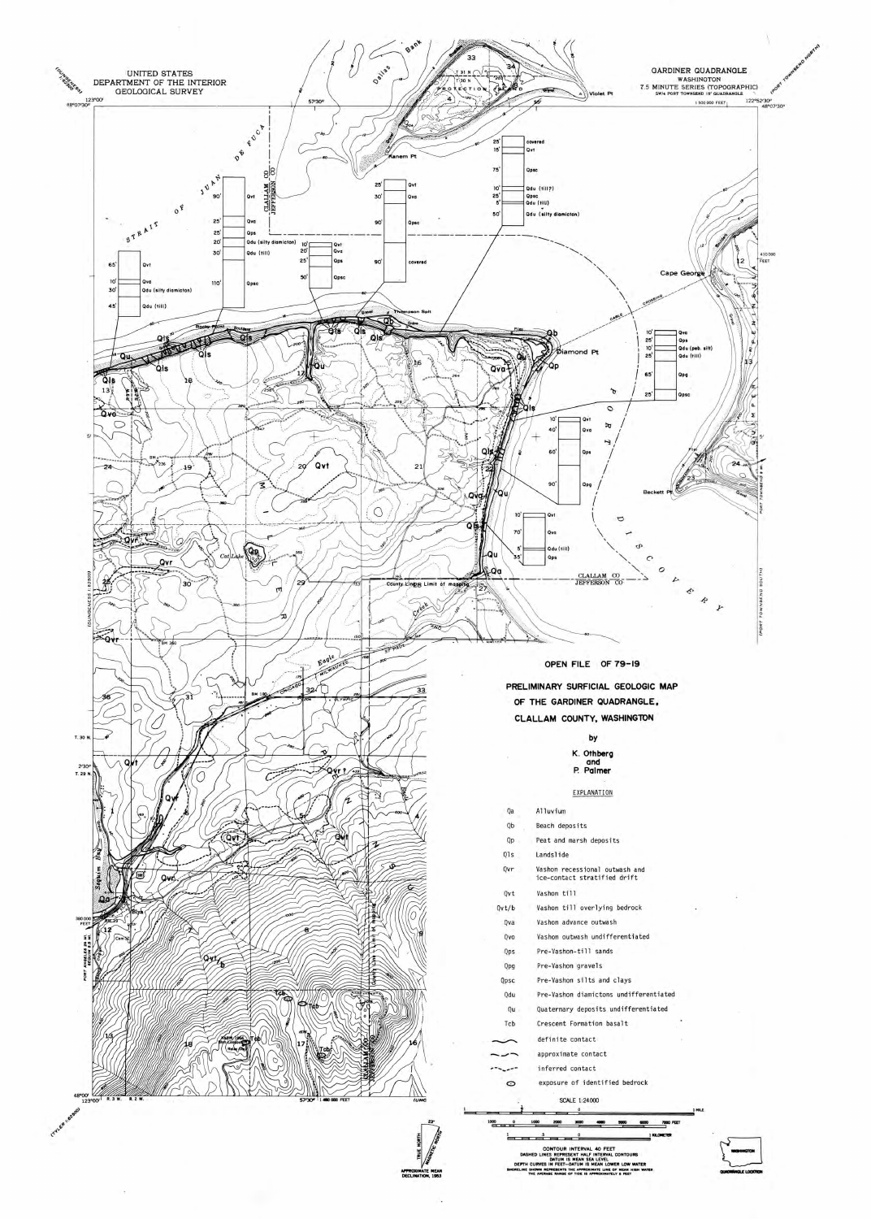UNITED STATES
DEPARTMENT OF THE INTERIOR
GEOLOGICAL SURVEY

GARDINER QUADRANGLE
WASHINGTON
7.5 MINUTE SERIES (TOPOGRAPHIC)
SW/4 PORT TOWNSEND 15' QUADRANGLE

# OPEN FILE OF 79-19

## PRELIMINARY SURFICIAL GEOLOGIC MAP OF THE GARDINER QUADRANGLE, CLALLAM COUNTY, WASHINGTON

by

K. Othberg
and
P. Palmer

### EXPLANATION

| | |
|---|---|
| Qa | Alluvium |
| Qb | Beach deposits |
| Qp | Peat and marsh deposits |
| Qls | Landslide |
| Qvr | Vashon recessional outwash and ice-contact stratified drift |
| Qvt | Vashon till |
| Qvt/b | Vashon till overlying bedrock |
| Qva | Vashon advance outwash |
| Qvo | Vashon outwash undifferentiated |
| Qps | Pre-Vashon-till sands |
| Qpg | Pre-Vashon gravels |
| Qpsc | Pre-Vashon silts and clays |
| Qdu | Pre-Vashon diamictons undifferentiated |
| Qu | Quaternary deposits undifferentiated |
| Tcb | Crescent Formation basalt |

definite contact

approximate contact

inferred contact

exposure of identified bedrock

SCALE 1:24000

CONTOUR INTERVAL 40 FEET
DASHED LINES REPRESENT HALF INTERVAL CONTOURS
DATUM IS MEAN SEA LEVEL
DEPTH CURVES IN FEET—DATUM IS MEAN LOWER LOW WATER
SHORELINE SHOWN REPRESENTS THE APPROXIMATE LINE OF MEAN HIGH WATER
THE AVERAGE RANGE OF TIDE IS APPROXIMATELY 6 FEET

APPROXIMATE MEAN DECLINATION, 1953

QUADRANGLE LOCATION